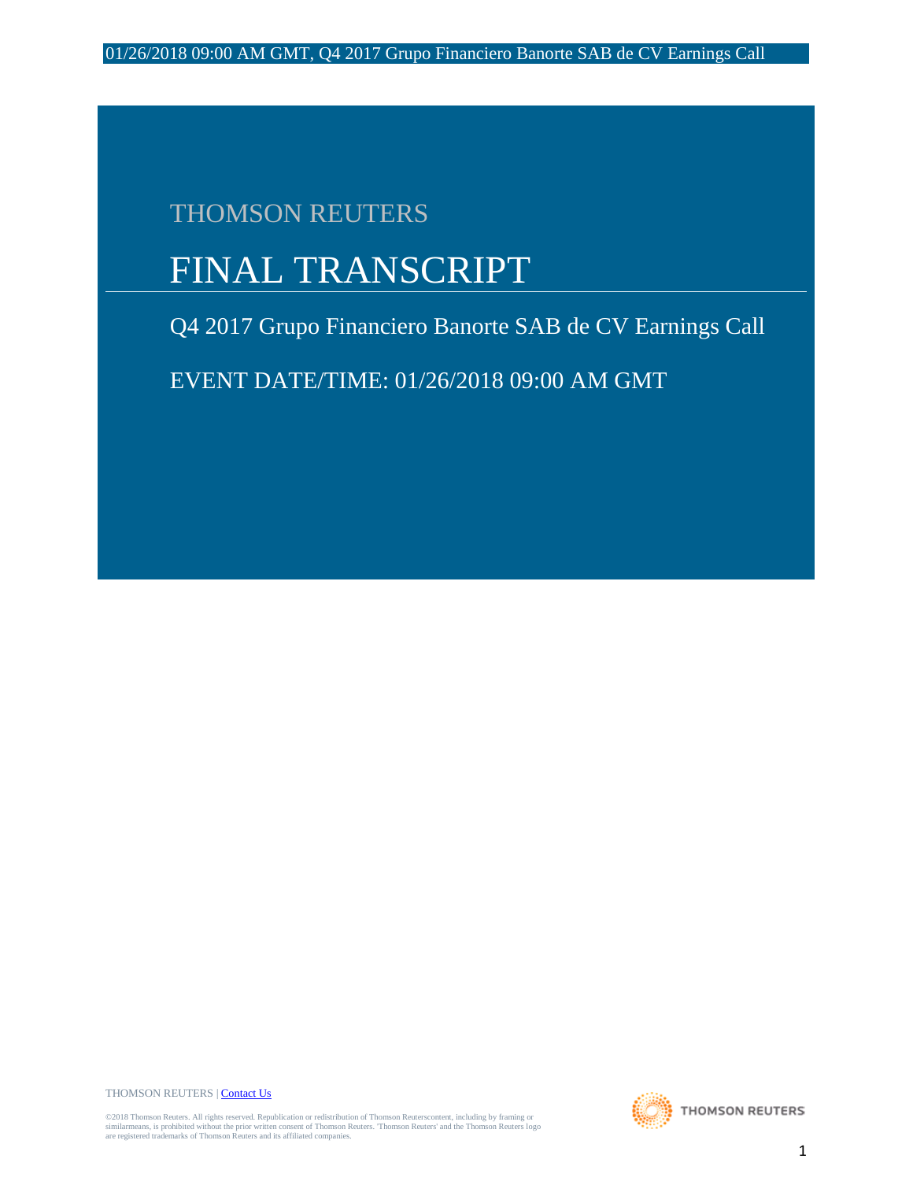THOMSON REUTERS

# FINAL TRANSCRIPT

Q4 2017 Grupo Financiero Banorte SAB de CV Earnings Call

EVENT DATE/TIME: 01/26/2018 09:00 AM GMT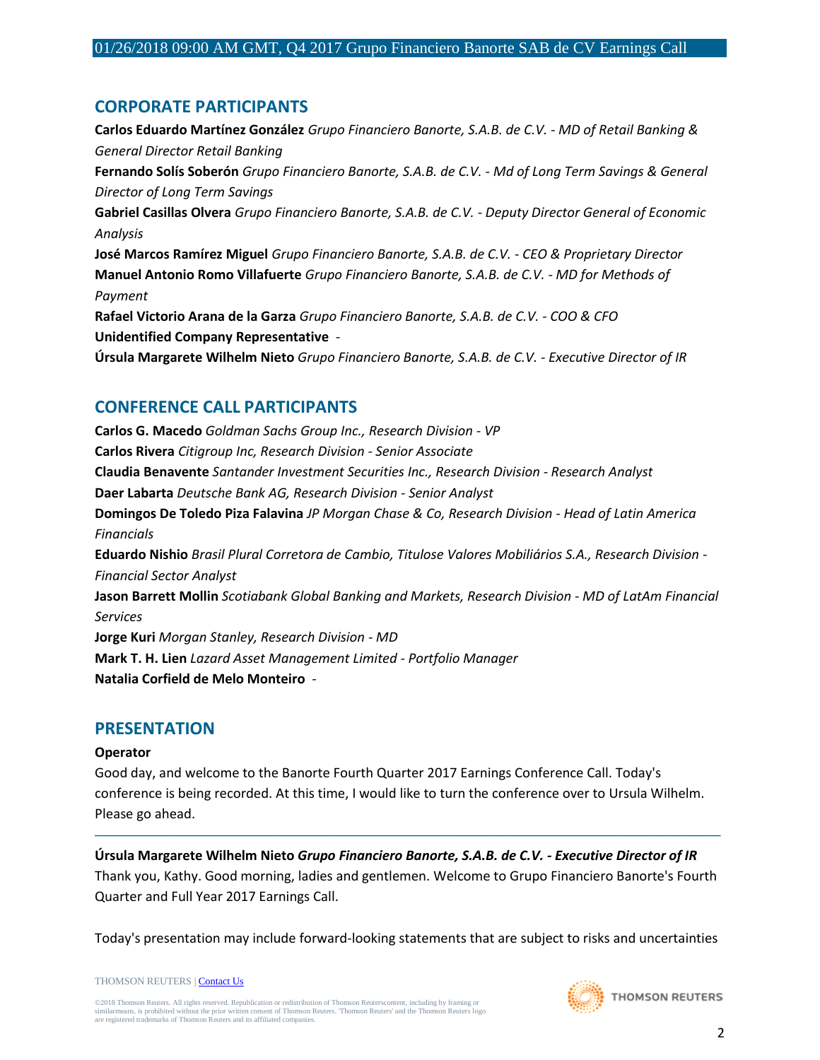## CORPORATE PARTICIPANTS

**Carlos Eduardo Martínez González** *Grupo Financiero Banorte, S.A.B. de C.V. - MD of Retail Banking & General Director Retail Banking*
**Fernando Solís Soberón** *Grupo Financiero Banorte, S.A.B. de C.V. - Md of Long Term Savings & General Director of Long Term Savings*
**Gabriel Casillas Olvera** *Grupo Financiero Banorte, S.A.B. de C.V. - Deputy Director General of Economic Analysis*
**José Marcos Ramírez Miguel** *Grupo Financiero Banorte, S.A.B. de C.V. - CEO & Proprietary Director*
**Manuel Antonio Romo Villafuerte** *Grupo Financiero Banorte, S.A.B. de C.V. - MD for Methods of Payment*
**Rafael Victorio Arana de la Garza** *Grupo Financiero Banorte, S.A.B. de C.V. - COO & CFO*
**Unidentified Company Representative** -
**Úrsula Margarete Wilhelm Nieto** *Grupo Financiero Banorte, S.A.B. de C.V. - Executive Director of IR*

## CONFERENCE CALL PARTICIPANTS

**Carlos G. Macedo** *Goldman Sachs Group Inc., Research Division - VP*
**Carlos Rivera** *Citigroup Inc, Research Division - Senior Associate*
**Claudia Benavente** *Santander Investment Securities Inc., Research Division - Research Analyst*
**Daer Labarta** *Deutsche Bank AG, Research Division - Senior Analyst*
**Domingos De Toledo Piza Falavina** *JP Morgan Chase & Co, Research Division - Head of Latin America Financials*
**Eduardo Nishio** *Brasil Plural Corretora de Cambio, Titulose Valores Mobiliários S.A., Research Division - Financial Sector Analyst*
**Jason Barrett Mollin** *Scotiabank Global Banking and Markets, Research Division - MD of LatAm Financial Services*
**Jorge Kuri** *Morgan Stanley, Research Division - MD*
**Mark T. H. Lien** *Lazard Asset Management Limited - Portfolio Manager*
**Natalia Corfield de Melo Monteiro** -

## PRESENTATION

**Operator**

Good day, and welcome to the Banorte Fourth Quarter 2017 Earnings Conference Call. Today's conference is being recorded. At this time, I would like to turn the conference over to Ursula Wilhelm. Please go ahead.

---

**Úrsula Margarete Wilhelm Nieto** ***Grupo Financiero Banorte, S.A.B. de C.V. - Executive Director of IR***

Thank you, Kathy. Good morning, ladies and gentlemen. Welcome to Grupo Financiero Banorte's Fourth Quarter and Full Year 2017 Earnings Call.

Today's presentation may include forward-looking statements that are subject to risks and uncertainties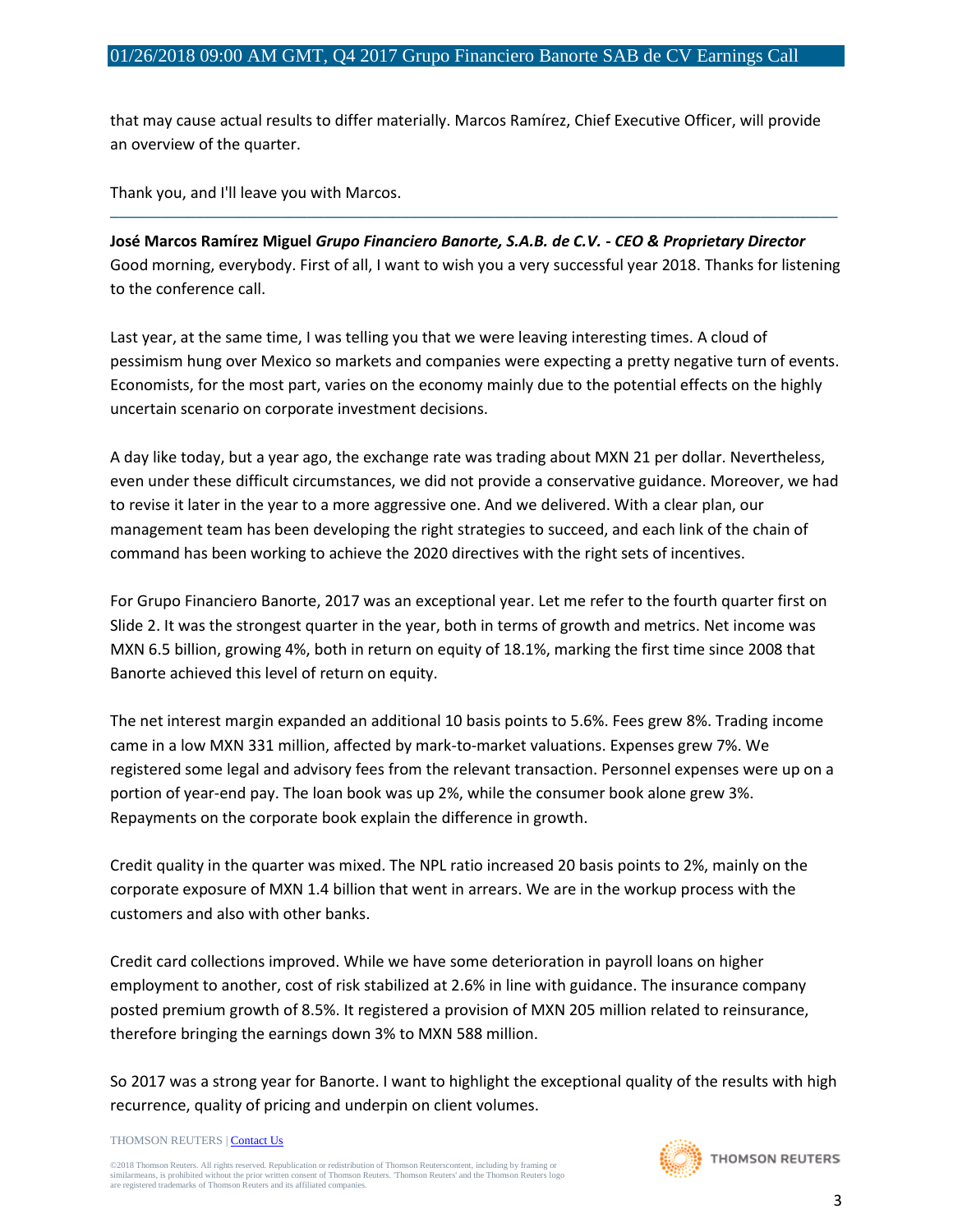that may cause actual results to differ materially. Marcos Ramírez, Chief Executive Officer, will provide an overview of the quarter.

Thank you, and I'll leave you with Marcos.

---

**José Marcos Ramírez Miguel** *Grupo Financiero Banorte, S.A.B. de C.V. - CEO & Proprietary Director*
Good morning, everybody. First of all, I want to wish you a very successful year 2018. Thanks for listening to the conference call.

Last year, at the same time, I was telling you that we were leaving interesting times. A cloud of pessimism hung over Mexico so markets and companies were expecting a pretty negative turn of events. Economists, for the most part, varies on the economy mainly due to the potential effects on the highly uncertain scenario on corporate investment decisions.

A day like today, but a year ago, the exchange rate was trading about MXN 21 per dollar. Nevertheless, even under these difficult circumstances, we did not provide a conservative guidance. Moreover, we had to revise it later in the year to a more aggressive one. And we delivered. With a clear plan, our management team has been developing the right strategies to succeed, and each link of the chain of command has been working to achieve the 2020 directives with the right sets of incentives.

For Grupo Financiero Banorte, 2017 was an exceptional year. Let me refer to the fourth quarter first on Slide 2. It was the strongest quarter in the year, both in terms of growth and metrics. Net income was MXN 6.5 billion, growing 4%, both in return on equity of 18.1%, marking the first time since 2008 that Banorte achieved this level of return on equity.

The net interest margin expanded an additional 10 basis points to 5.6%. Fees grew 8%. Trading income came in a low MXN 331 million, affected by mark-to-market valuations. Expenses grew 7%. We registered some legal and advisory fees from the relevant transaction. Personnel expenses were up on a portion of year-end pay. The loan book was up 2%, while the consumer book alone grew 3%. Repayments on the corporate book explain the difference in growth.

Credit quality in the quarter was mixed. The NPL ratio increased 20 basis points to 2%, mainly on the corporate exposure of MXN 1.4 billion that went in arrears. We are in the workup process with the customers and also with other banks.

Credit card collections improved. While we have some deterioration in payroll loans on higher employment to another, cost of risk stabilized at 2.6% in line with guidance. The insurance company posted premium growth of 8.5%. It registered a provision of MXN 205 million related to reinsurance, therefore bringing the earnings down 3% to MXN 588 million.

So 2017 was a strong year for Banorte. I want to highlight the exceptional quality of the results with high recurrence, quality of pricing and underpin on client volumes.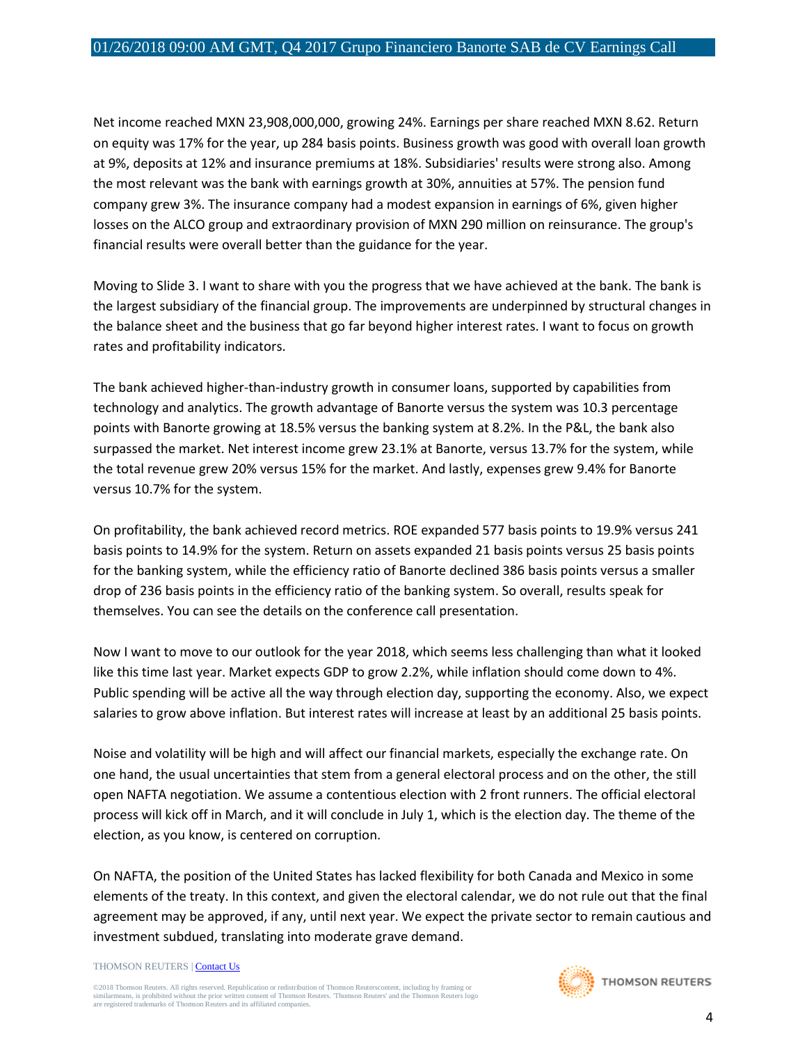Net income reached MXN 23,908,000,000, growing 24%. Earnings per share reached MXN 8.62. Return on equity was 17% for the year, up 284 basis points. Business growth was good with overall loan growth at 9%, deposits at 12% and insurance premiums at 18%. Subsidiaries' results were strong also. Among the most relevant was the bank with earnings growth at 30%, annuities at 57%. The pension fund company grew 3%. The insurance company had a modest expansion in earnings of 6%, given higher losses on the ALCO group and extraordinary provision of MXN 290 million on reinsurance. The group's financial results were overall better than the guidance for the year.

Moving to Slide 3. I want to share with you the progress that we have achieved at the bank. The bank is the largest subsidiary of the financial group. The improvements are underpinned by structural changes in the balance sheet and the business that go far beyond higher interest rates. I want to focus on growth rates and profitability indicators.

The bank achieved higher-than-industry growth in consumer loans, supported by capabilities from technology and analytics. The growth advantage of Banorte versus the system was 10.3 percentage points with Banorte growing at 18.5% versus the banking system at 8.2%. In the P&L, the bank also surpassed the market. Net interest income grew 23.1% at Banorte, versus 13.7% for the system, while the total revenue grew 20% versus 15% for the market. And lastly, expenses grew 9.4% for Banorte versus 10.7% for the system.

On profitability, the bank achieved record metrics. ROE expanded 577 basis points to 19.9% versus 241 basis points to 14.9% for the system. Return on assets expanded 21 basis points versus 25 basis points for the banking system, while the efficiency ratio of Banorte declined 386 basis points versus a smaller drop of 236 basis points in the efficiency ratio of the banking system. So overall, results speak for themselves. You can see the details on the conference call presentation.

Now I want to move to our outlook for the year 2018, which seems less challenging than what it looked like this time last year. Market expects GDP to grow 2.2%, while inflation should come down to 4%. Public spending will be active all the way through election day, supporting the economy. Also, we expect salaries to grow above inflation. But interest rates will increase at least by an additional 25 basis points.

Noise and volatility will be high and will affect our financial markets, especially the exchange rate. On one hand, the usual uncertainties that stem from a general electoral process and on the other, the still open NAFTA negotiation. We assume a contentious election with 2 front runners. The official electoral process will kick off in March, and it will conclude in July 1, which is the election day. The theme of the election, as you know, is centered on corruption.

On NAFTA, the position of the United States has lacked flexibility for both Canada and Mexico in some elements of the treaty. In this context, and given the electoral calendar, we do not rule out that the final agreement may be approved, if any, until next year. We expect the private sector to remain cautious and investment subdued, translating into moderate grave demand.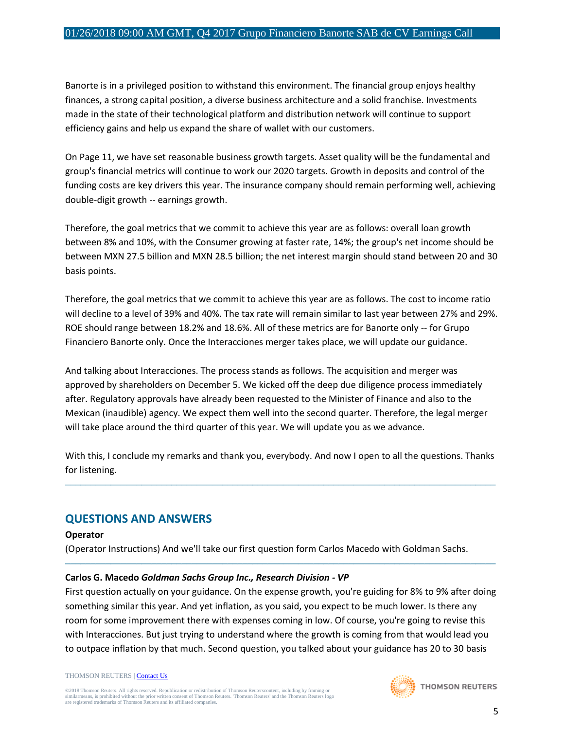Banorte is in a privileged position to withstand this environment. The financial group enjoys healthy finances, a strong capital position, a diverse business architecture and a solid franchise. Investments made in the state of their technological platform and distribution network will continue to support efficiency gains and help us expand the share of wallet with our customers.

On Page 11, we have set reasonable business growth targets. Asset quality will be the fundamental and group's financial metrics will continue to work our 2020 targets. Growth in deposits and control of the funding costs are key drivers this year. The insurance company should remain performing well, achieving double-digit growth -- earnings growth.

Therefore, the goal metrics that we commit to achieve this year are as follows: overall loan growth between 8% and 10%, with the Consumer growing at faster rate, 14%; the group's net income should be between MXN 27.5 billion and MXN 28.5 billion; the net interest margin should stand between 20 and 30 basis points.

Therefore, the goal metrics that we commit to achieve this year are as follows. The cost to income ratio will decline to a level of 39% and 40%. The tax rate will remain similar to last year between 27% and 29%. ROE should range between 18.2% and 18.6%. All of these metrics are for Banorte only -- for Grupo Financiero Banorte only. Once the Interacciones merger takes place, we will update our guidance.

And talking about Interacciones. The process stands as follows. The acquisition and merger was approved by shareholders on December 5. We kicked off the deep due diligence process immediately after. Regulatory approvals have already been requested to the Minister of Finance and also to the Mexican (inaudible) agency. We expect them well into the second quarter. Therefore, the legal merger will take place around the third quarter of this year. We will update you as we advance.

With this, I conclude my remarks and thank you, everybody. And now I open to all the questions. Thanks for listening.

---

## QUESTIONS AND ANSWERS

**Operator**

(Operator Instructions) And we'll take our first question form Carlos Macedo with Goldman Sachs.

---

**Carlos G. Macedo** ***Goldman Sachs Group Inc., Research Division - VP***

First question actually on your guidance. On the expense growth, you're guiding for 8% to 9% after doing something similar this year. And yet inflation, as you said, you expect to be much lower. Is there any room for some improvement there with expenses coming in low. Of course, you're going to revise this with Interacciones. But just trying to understand where the growth is coming from that would lead you to outpace inflation by that much. Second question, you talked about your guidance has 20 to 30 basis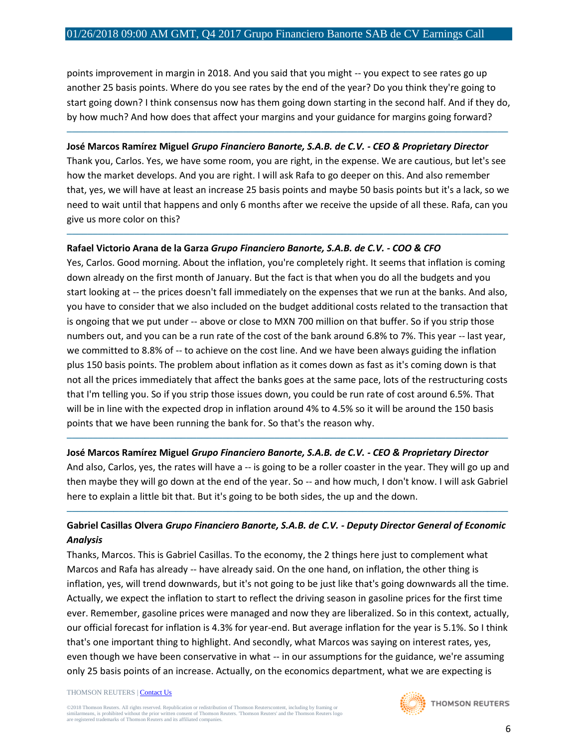points improvement in margin in 2018. And you said that you might -- you expect to see rates go up another 25 basis points. Where do you see rates by the end of the year? Do you think they're going to start going down? I think consensus now has them going down starting in the second half. And if they do, by how much? And how does that affect your margins and your guidance for margins going forward?

---

**José Marcos Ramírez Miguel** ***Grupo Financiero Banorte, S.A.B. de C.V. - CEO & Proprietary Director***

Thank you, Carlos. Yes, we have some room, you are right, in the expense. We are cautious, but let's see how the market develops. And you are right. I will ask Rafa to go deeper on this. And also remember that, yes, we will have at least an increase 25 basis points and maybe 50 basis points but it's a lack, so we need to wait until that happens and only 6 months after we receive the upside of all these. Rafa, can you give us more color on this?

---

**Rafael Victorio Arana de la Garza** ***Grupo Financiero Banorte, S.A.B. de C.V. - COO & CFO***

Yes, Carlos. Good morning. About the inflation, you're completely right. It seems that inflation is coming down already on the first month of January. But the fact is that when you do all the budgets and you start looking at -- the prices doesn't fall immediately on the expenses that we run at the banks. And also, you have to consider that we also included on the budget additional costs related to the transaction that is ongoing that we put under -- above or close to MXN 700 million on that buffer. So if you strip those numbers out, and you can be a run rate of the cost of the bank around 6.8% to 7%. This year -- last year, we committed to 8.8% of -- to achieve on the cost line. And we have been always guiding the inflation plus 150 basis points. The problem about inflation as it comes down as fast as it's coming down is that not all the prices immediately that affect the banks goes at the same pace, lots of the restructuring costs that I'm telling you. So if you strip those issues down, you could be run rate of cost around 6.5%. That will be in line with the expected drop in inflation around 4% to 4.5% so it will be around the 150 basis points that we have been running the bank for. So that's the reason why.

---

**José Marcos Ramírez Miguel** ***Grupo Financiero Banorte, S.A.B. de C.V. - CEO & Proprietary Director***

And also, Carlos, yes, the rates will have a -- is going to be a roller coaster in the year. They will go up and then maybe they will go down at the end of the year. So -- and how much, I don't know. I will ask Gabriel here to explain a little bit that. But it's going to be both sides, the up and the down.

---

**Gabriel Casillas Olvera** ***Grupo Financiero Banorte, S.A.B. de C.V. - Deputy Director General of Economic Analysis***

Thanks, Marcos. This is Gabriel Casillas. To the economy, the 2 things here just to complement what Marcos and Rafa has already -- have already said. On the one hand, on inflation, the other thing is inflation, yes, will trend downwards, but it's not going to be just like that's going downwards all the time. Actually, we expect the inflation to start to reflect the driving season in gasoline prices for the first time ever. Remember, gasoline prices were managed and now they are liberalized. So in this context, actually, our official forecast for inflation is 4.3% for year-end. But average inflation for the year is 5.1%. So I think that's one important thing to highlight. And secondly, what Marcos was saying on interest rates, yes, even though we have been conservative in what -- in our assumptions for the guidance, we're assuming only 25 basis points of an increase. Actually, on the economics department, what we are expecting is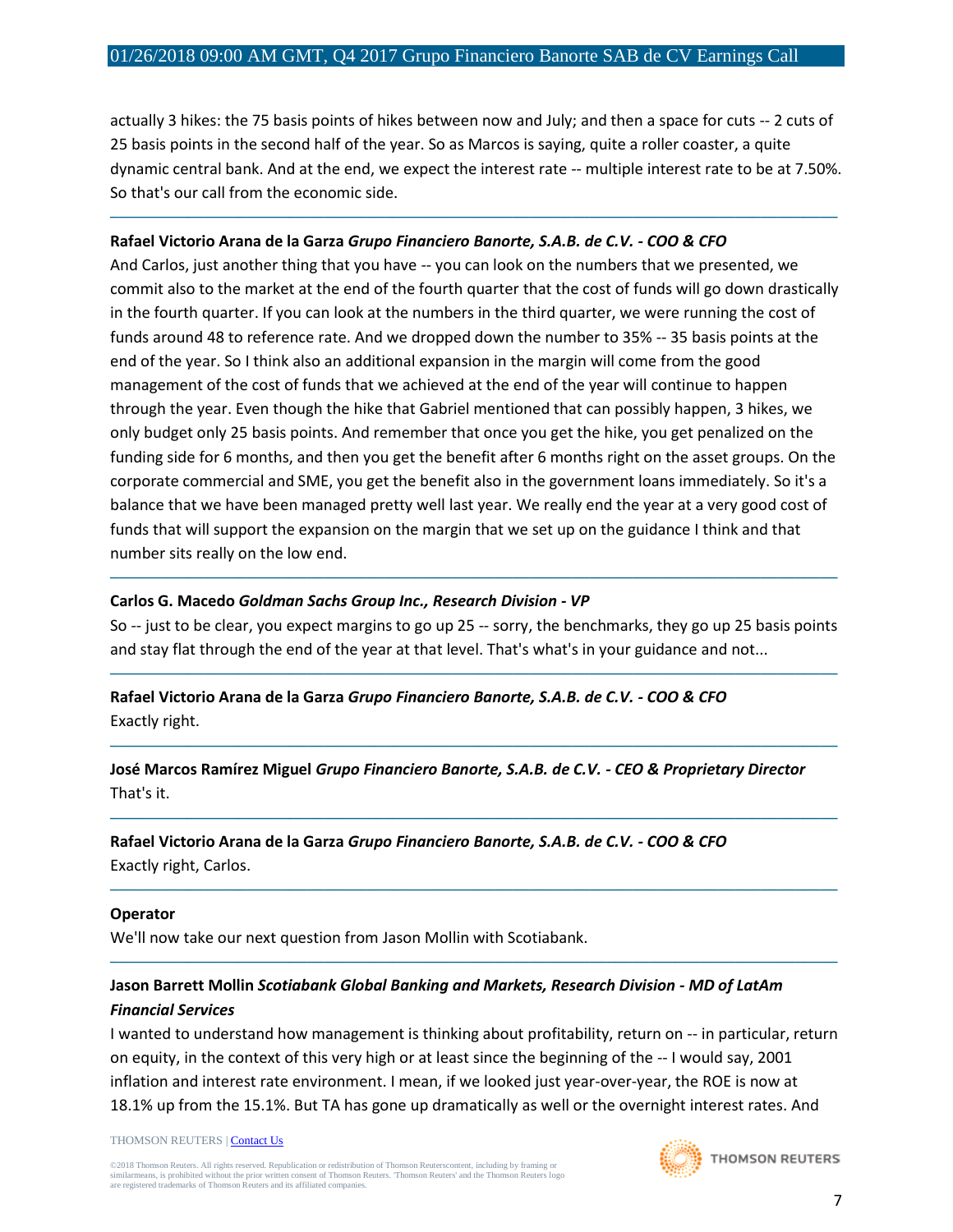actually 3 hikes: the 75 basis points of hikes between now and July; and then a space for cuts -- 2 cuts of 25 basis points in the second half of the year. So as Marcos is saying, quite a roller coaster, a quite dynamic central bank. And at the end, we expect the interest rate -- multiple interest rate to be at 7.50%. So that's our call from the economic side.

---

**Rafael Victorio Arana de la Garza** ***Grupo Financiero Banorte, S.A.B. de C.V. - COO & CFO***

And Carlos, just another thing that you have -- you can look on the numbers that we presented, we commit also to the market at the end of the fourth quarter that the cost of funds will go down drastically in the fourth quarter. If you can look at the numbers in the third quarter, we were running the cost of funds around 48 to reference rate. And we dropped down the number to 35% -- 35 basis points at the end of the year. So I think also an additional expansion in the margin will come from the good management of the cost of funds that we achieved at the end of the year will continue to happen through the year. Even though the hike that Gabriel mentioned that can possibly happen, 3 hikes, we only budget only 25 basis points. And remember that once you get the hike, you get penalized on the funding side for 6 months, and then you get the benefit after 6 months right on the asset groups. On the corporate commercial and SME, you get the benefit also in the government loans immediately. So it's a balance that we have been managed pretty well last year. We really end the year at a very good cost of funds that will support the expansion on the margin that we set up on the guidance I think and that number sits really on the low end.

---

**Carlos G. Macedo** ***Goldman Sachs Group Inc., Research Division - VP***

So -- just to be clear, you expect margins to go up 25 -- sorry, the benchmarks, they go up 25 basis points and stay flat through the end of the year at that level. That's what's in your guidance and not...

---

**Rafael Victorio Arana de la Garza** ***Grupo Financiero Banorte, S.A.B. de C.V. - COO & CFO***

Exactly right.

---

**José Marcos Ramírez Miguel** ***Grupo Financiero Banorte, S.A.B. de C.V. - CEO & Proprietary Director***

That's it.

---

**Rafael Victorio Arana de la Garza** ***Grupo Financiero Banorte, S.A.B. de C.V. - COO & CFO***

Exactly right, Carlos.

---

**Operator**

We'll now take our next question from Jason Mollin with Scotiabank.

---

**Jason Barrett Mollin** ***Scotiabank Global Banking and Markets, Research Division - MD of LatAm Financial Services***

I wanted to understand how management is thinking about profitability, return on -- in particular, return on equity, in the context of this very high or at least since the beginning of the -- I would say, 2001 inflation and interest rate environment. I mean, if we looked just year-over-year, the ROE is now at 18.1% up from the 15.1%. But TA has gone up dramatically as well or the overnight interest rates. And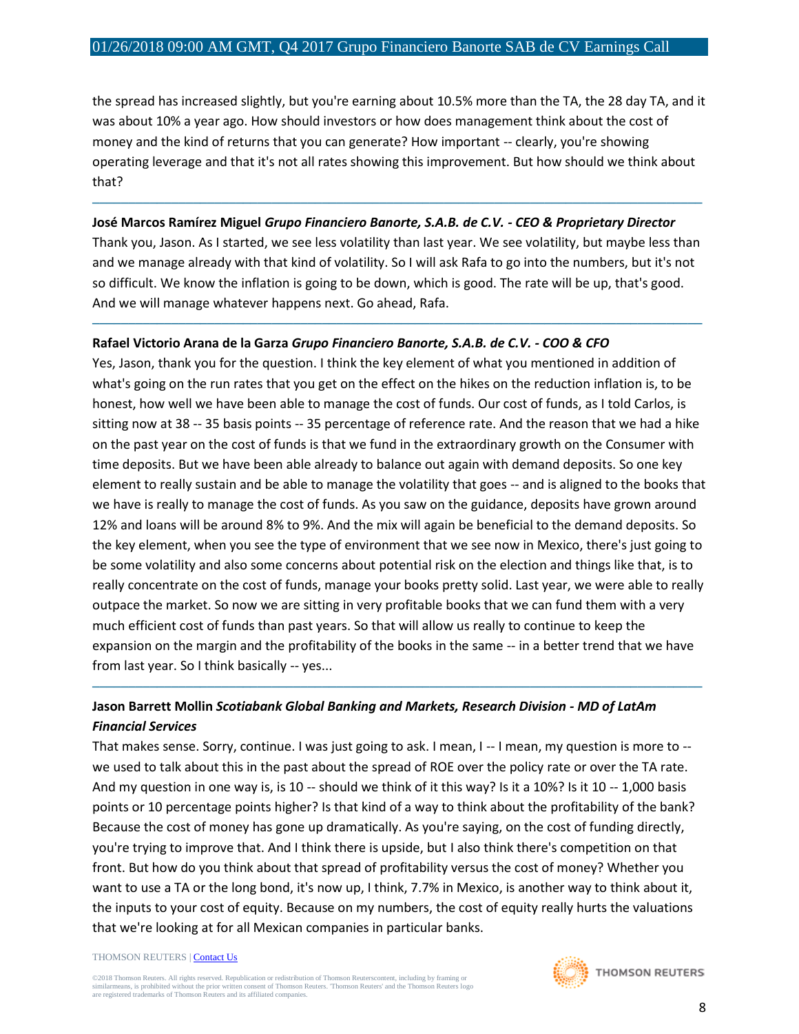the spread has increased slightly, but you're earning about 10.5% more than the TA, the 28 day TA, and it was about 10% a year ago. How should investors or how does management think about the cost of money and the kind of returns that you can generate? How important -- clearly, you're showing operating leverage and that it's not all rates showing this improvement. But how should we think about that?

---

**José Marcos Ramírez Miguel** ***Grupo Financiero Banorte, S.A.B. de C.V. - CEO & Proprietary Director***

Thank you, Jason. As I started, we see less volatility than last year. We see volatility, but maybe less than and we manage already with that kind of volatility. So I will ask Rafa to go into the numbers, but it's not so difficult. We know the inflation is going to be down, which is good. The rate will be up, that's good. And we will manage whatever happens next. Go ahead, Rafa.

---

**Rafael Victorio Arana de la Garza** ***Grupo Financiero Banorte, S.A.B. de C.V. - COO & CFO***

Yes, Jason, thank you for the question. I think the key element of what you mentioned in addition of what's going on the run rates that you get on the effect on the hikes on the reduction inflation is, to be honest, how well we have been able to manage the cost of funds. Our cost of funds, as I told Carlos, is sitting now at 38 -- 35 basis points -- 35 percentage of reference rate. And the reason that we had a hike on the past year on the cost of funds is that we fund in the extraordinary growth on the Consumer with time deposits. But we have been able already to balance out again with demand deposits. So one key element to really sustain and be able to manage the volatility that goes -- and is aligned to the books that we have is really to manage the cost of funds. As you saw on the guidance, deposits have grown around 12% and loans will be around 8% to 9%. And the mix will again be beneficial to the demand deposits. So the key element, when you see the type of environment that we see now in Mexico, there's just going to be some volatility and also some concerns about potential risk on the election and things like that, is to really concentrate on the cost of funds, manage your books pretty solid. Last year, we were able to really outpace the market. So now we are sitting in very profitable books that we can fund them with a very much efficient cost of funds than past years. So that will allow us really to continue to keep the expansion on the margin and the profitability of the books in the same -- in a better trend that we have from last year. So I think basically -- yes...

---

**Jason Barrett Mollin** ***Scotiabank Global Banking and Markets, Research Division - MD of LatAm Financial Services***

That makes sense. Sorry, continue. I was just going to ask. I mean, I -- I mean, my question is more to -- we used to talk about this in the past about the spread of ROE over the policy rate or over the TA rate. And my question in one way is, is 10 -- should we think of it this way? Is it a 10%? Is it 10 -- 1,000 basis points or 10 percentage points higher? Is that kind of a way to think about the profitability of the bank? Because the cost of money has gone up dramatically. As you're saying, on the cost of funding directly, you're trying to improve that. And I think there is upside, but I also think there's competition on that front. But how do you think about that spread of profitability versus the cost of money? Whether you want to use a TA or the long bond, it's now up, I think, 7.7% in Mexico, is another way to think about it, the inputs to your cost of equity. Because on my numbers, the cost of equity really hurts the valuations that we're looking at for all Mexican companies in particular banks.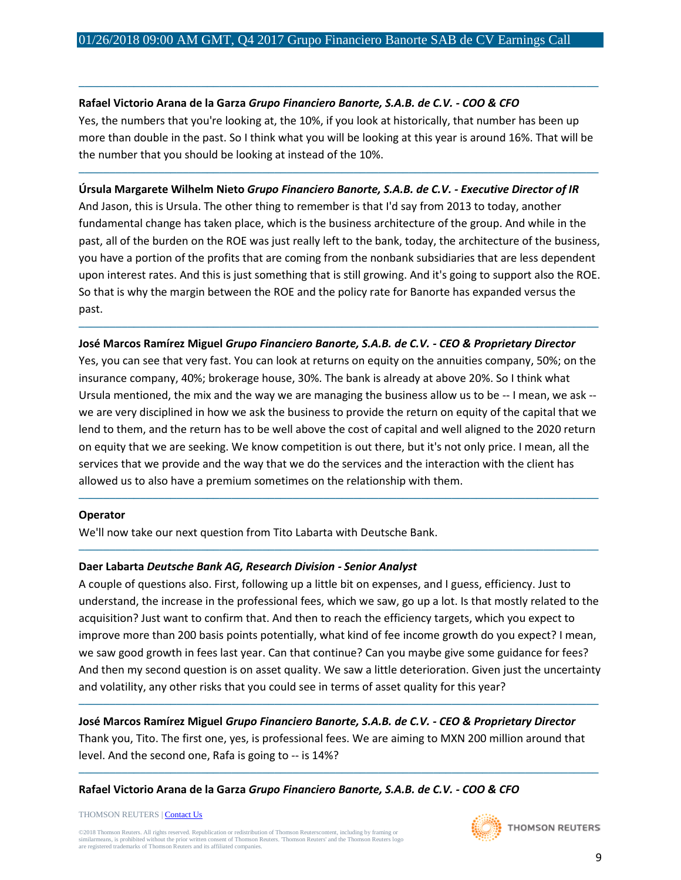---

**Rafael Victorio Arana de la Garza** *Grupo Financiero Banorte, S.A.B. de C.V. - COO & CFO*

Yes, the numbers that you're looking at, the 10%, if you look at historically, that number has been up more than double in the past. So I think what you will be looking at this year is around 16%. That will be the number that you should be looking at instead of the 10%.

---

**Úrsula Margarete Wilhelm Nieto** *Grupo Financiero Banorte, S.A.B. de C.V. - Executive Director of IR*

And Jason, this is Ursula. The other thing to remember is that I'd say from 2013 to today, another fundamental change has taken place, which is the business architecture of the group. And while in the past, all of the burden on the ROE was just really left to the bank, today, the architecture of the business, you have a portion of the profits that are coming from the nonbank subsidiaries that are less dependent upon interest rates. And this is just something that is still growing. And it's going to support also the ROE. So that is why the margin between the ROE and the policy rate for Banorte has expanded versus the past.

---

**José Marcos Ramírez Miguel** *Grupo Financiero Banorte, S.A.B. de C.V. - CEO & Proprietary Director*

Yes, you can see that very fast. You can look at returns on equity on the annuities company, 50%; on the insurance company, 40%; brokerage house, 30%. The bank is already at above 20%. So I think what Ursula mentioned, the mix and the way we are managing the business allow us to be -- I mean, we ask -- we are very disciplined in how we ask the business to provide the return on equity of the capital that we lend to them, and the return has to be well above the cost of capital and well aligned to the 2020 return on equity that we are seeking. We know competition is out there, but it's not only price. I mean, all the services that we provide and the way that we do the services and the interaction with the client has allowed us to also have a premium sometimes on the relationship with them.

---

**Operator**

We'll now take our next question from Tito Labarta with Deutsche Bank.

---

**Daer Labarta** *Deutsche Bank AG, Research Division - Senior Analyst*

A couple of questions also. First, following up a little bit on expenses, and I guess, efficiency. Just to understand, the increase in the professional fees, which we saw, go up a lot. Is that mostly related to the acquisition? Just want to confirm that. And then to reach the efficiency targets, which you expect to improve more than 200 basis points potentially, what kind of fee income growth do you expect? I mean, we saw good growth in fees last year. Can that continue? Can you maybe give some guidance for fees? And then my second question is on asset quality. We saw a little deterioration. Given just the uncertainty and volatility, any other risks that you could see in terms of asset quality for this year?

---

**José Marcos Ramírez Miguel** *Grupo Financiero Banorte, S.A.B. de C.V. - CEO & Proprietary Director*

Thank you, Tito. The first one, yes, is professional fees. We are aiming to MXN 200 million around that level. And the second one, Rafa is going to -- is 14%?

---

**Rafael Victorio Arana de la Garza** *Grupo Financiero Banorte, S.A.B. de C.V. - COO & CFO*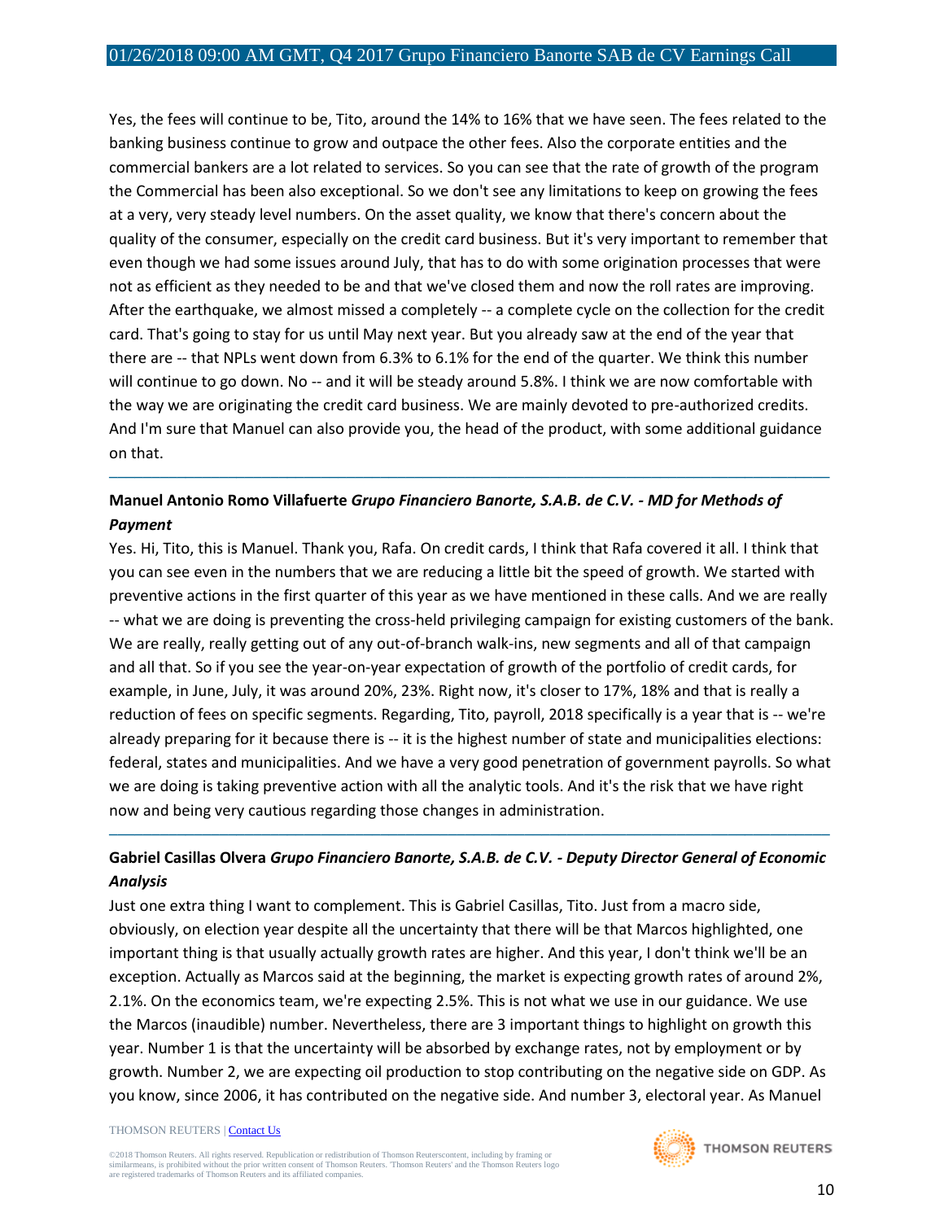Yes, the fees will continue to be, Tito, around the 14% to 16% that we have seen. The fees related to the banking business continue to grow and outpace the other fees. Also the corporate entities and the commercial bankers are a lot related to services. So you can see that the rate of growth of the program the Commercial has been also exceptional. So we don't see any limitations to keep on growing the fees at a very, very steady level numbers. On the asset quality, we know that there's concern about the quality of the consumer, especially on the credit card business. But it's very important to remember that even though we had some issues around July, that has to do with some origination processes that were not as efficient as they needed to be and that we've closed them and now the roll rates are improving. After the earthquake, we almost missed a completely -- a complete cycle on the collection for the credit card. That's going to stay for us until May next year. But you already saw at the end of the year that there are -- that NPLs went down from 6.3% to 6.1% for the end of the quarter. We think this number will continue to go down. No -- and it will be steady around 5.8%. I think we are now comfortable with the way we are originating the credit card business. We are mainly devoted to pre-authorized credits. And I'm sure that Manuel can also provide you, the head of the product, with some additional guidance on that.

---

**Manuel Antonio Romo Villafuerte** ***Grupo Financiero Banorte, S.A.B. de C.V. - MD for Methods of Payment***

Yes. Hi, Tito, this is Manuel. Thank you, Rafa. On credit cards, I think that Rafa covered it all. I think that you can see even in the numbers that we are reducing a little bit the speed of growth. We started with preventive actions in the first quarter of this year as we have mentioned in these calls. And we are really -- what we are doing is preventing the cross-held privileging campaign for existing customers of the bank. We are really, really getting out of any out-of-branch walk-ins, new segments and all of that campaign and all that. So if you see the year-on-year expectation of growth of the portfolio of credit cards, for example, in June, July, it was around 20%, 23%. Right now, it's closer to 17%, 18% and that is really a reduction of fees on specific segments. Regarding, Tito, payroll, 2018 specifically is a year that is -- we're already preparing for it because there is -- it is the highest number of state and municipalities elections: federal, states and municipalities. And we have a very good penetration of government payrolls. So what we are doing is taking preventive action with all the analytic tools. And it's the risk that we have right now and being very cautious regarding those changes in administration.

---

**Gabriel Casillas Olvera** ***Grupo Financiero Banorte, S.A.B. de C.V. - Deputy Director General of Economic Analysis***

Just one extra thing I want to complement. This is Gabriel Casillas, Tito. Just from a macro side, obviously, on election year despite all the uncertainty that there will be that Marcos highlighted, one important thing is that usually actually growth rates are higher. And this year, I don't think we'll be an exception. Actually as Marcos said at the beginning, the market is expecting growth rates of around 2%, 2.1%. On the economics team, we're expecting 2.5%. This is not what we use in our guidance. We use the Marcos (inaudible) number. Nevertheless, there are 3 important things to highlight on growth this year. Number 1 is that the uncertainty will be absorbed by exchange rates, not by employment or by growth. Number 2, we are expecting oil production to stop contributing on the negative side on GDP. As you know, since 2006, it has contributed on the negative side. And number 3, electoral year. As Manuel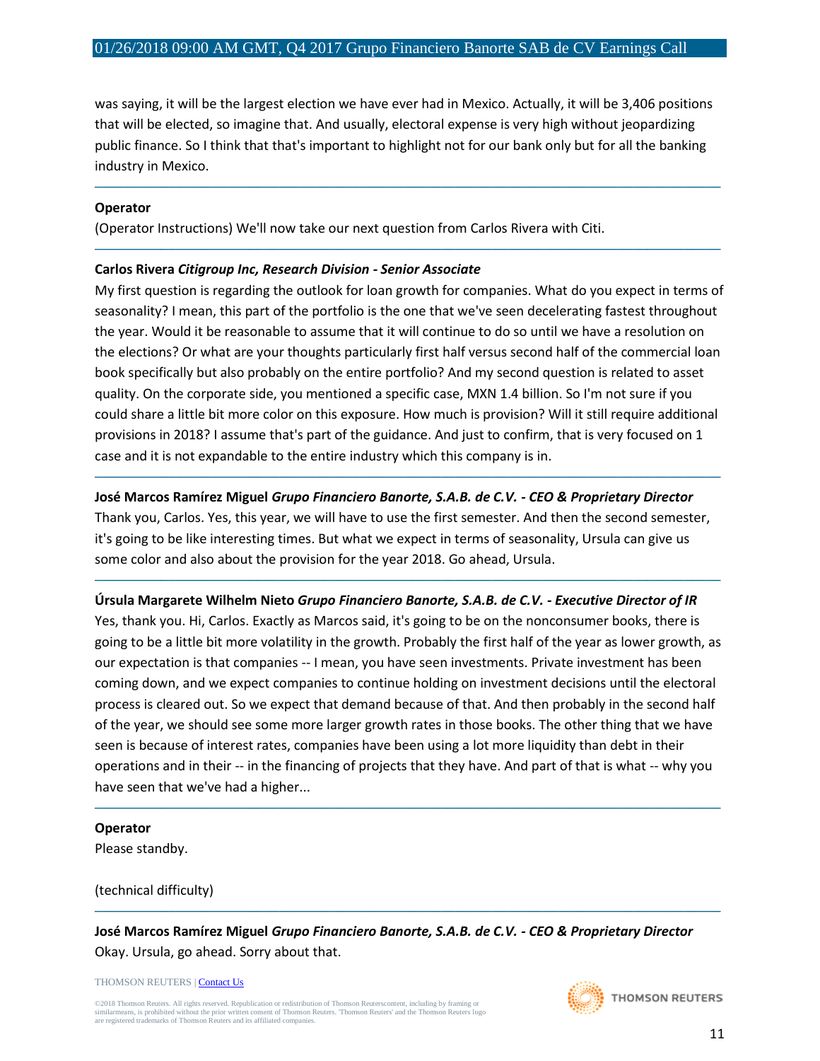was saying, it will be the largest election we have ever had in Mexico. Actually, it will be 3,406 positions that will be elected, so imagine that. And usually, electoral expense is very high without jeopardizing public finance. So I think that that's important to highlight not for our bank only but for all the banking industry in Mexico.

---

**Operator**

(Operator Instructions) We'll now take our next question from Carlos Rivera with Citi.

---

**Carlos Rivera** ***Citigroup Inc, Research Division - Senior Associate***

My first question is regarding the outlook for loan growth for companies. What do you expect in terms of seasonality? I mean, this part of the portfolio is the one that we've seen decelerating fastest throughout the year. Would it be reasonable to assume that it will continue to do so until we have a resolution on the elections? Or what are your thoughts particularly first half versus second half of the commercial loan book specifically but also probably on the entire portfolio? And my second question is related to asset quality. On the corporate side, you mentioned a specific case, MXN 1.4 billion. So I'm not sure if you could share a little bit more color on this exposure. How much is provision? Will it still require additional provisions in 2018? I assume that's part of the guidance. And just to confirm, that is very focused on 1 case and it is not expandable to the entire industry which this company is in.

---

**José Marcos Ramírez Miguel** ***Grupo Financiero Banorte, S.A.B. de C.V. - CEO & Proprietary Director***

Thank you, Carlos. Yes, this year, we will have to use the first semester. And then the second semester, it's going to be like interesting times. But what we expect in terms of seasonality, Ursula can give us some color and also about the provision for the year 2018. Go ahead, Ursula.

---

**Úrsula Margarete Wilhelm Nieto** ***Grupo Financiero Banorte, S.A.B. de C.V. - Executive Director of IR***

Yes, thank you. Hi, Carlos. Exactly as Marcos said, it's going to be on the nonconsumer books, there is going to be a little bit more volatility in the growth. Probably the first half of the year as lower growth, as our expectation is that companies -- I mean, you have seen investments. Private investment has been coming down, and we expect companies to continue holding on investment decisions until the electoral process is cleared out. So we expect that demand because of that. And then probably in the second half of the year, we should see some more larger growth rates in those books. The other thing that we have seen is because of interest rates, companies have been using a lot more liquidity than debt in their operations and in their -- in the financing of projects that they have. And part of that is what -- why you have seen that we've had a higher...

---

**Operator**

Please standby.

(technical difficulty)

---

**José Marcos Ramírez Miguel** ***Grupo Financiero Banorte, S.A.B. de C.V. - CEO & Proprietary Director***

Okay. Ursula, go ahead. Sorry about that.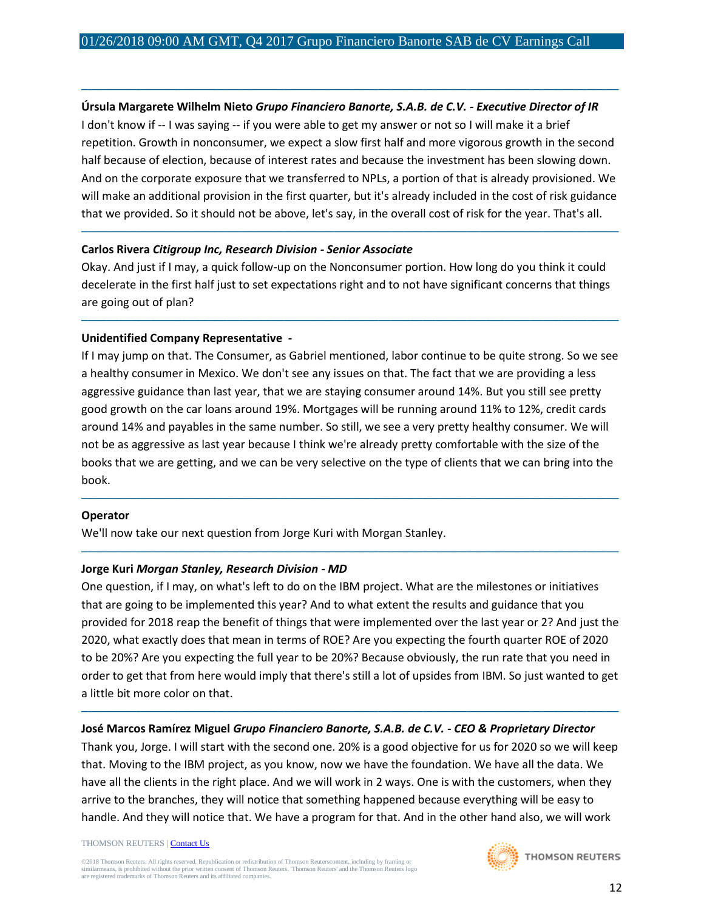**Úrsula Margarete Wilhelm Nieto** *Grupo Financiero Banorte, S.A.B. de C.V. - Executive Director of IR*

I don't know if -- I was saying -- if you were able to get my answer or not so I will make it a brief repetition. Growth in nonconsumer, we expect a slow first half and more vigorous growth in the second half because of election, because of interest rates and because the investment has been slowing down. And on the corporate exposure that we transferred to NPLs, a portion of that is already provisioned. We will make an additional provision in the first quarter, but it's already included in the cost of risk guidance that we provided. So it should not be above, let's say, in the overall cost of risk for the year. That's all.

---

**Carlos Rivera** *Citigroup Inc, Research Division - Senior Associate*

Okay. And just if I may, a quick follow-up on the Nonconsumer portion. How long do you think it could decelerate in the first half just to set expectations right and to not have significant concerns that things are going out of plan?

---

**Unidentified Company Representative -**

If I may jump on that. The Consumer, as Gabriel mentioned, labor continue to be quite strong. So we see a healthy consumer in Mexico. We don't see any issues on that. The fact that we are providing a less aggressive guidance than last year, that we are staying consumer around 14%. But you still see pretty good growth on the car loans around 19%. Mortgages will be running around 11% to 12%, credit cards around 14% and payables in the same number. So still, we see a very pretty healthy consumer. We will not be as aggressive as last year because I think we're already pretty comfortable with the size of the books that we are getting, and we can be very selective on the type of clients that we can bring into the book.

---

**Operator**

We'll now take our next question from Jorge Kuri with Morgan Stanley.

---

**Jorge Kuri** *Morgan Stanley, Research Division - MD*

One question, if I may, on what's left to do on the IBM project. What are the milestones or initiatives that are going to be implemented this year? And to what extent the results and guidance that you provided for 2018 reap the benefit of things that were implemented over the last year or 2? And just the 2020, what exactly does that mean in terms of ROE? Are you expecting the fourth quarter ROE of 2020 to be 20%? Are you expecting the full year to be 20%? Because obviously, the run rate that you need in order to get that from here would imply that there's still a lot of upsides from IBM. So just wanted to get a little bit more color on that.

---

**José Marcos Ramírez Miguel** *Grupo Financiero Banorte, S.A.B. de C.V. - CEO & Proprietary Director*

Thank you, Jorge. I will start with the second one. 20% is a good objective for us for 2020 so we will keep that. Moving to the IBM project, as you know, now we have the foundation. We have all the data. We have all the clients in the right place. And we will work in 2 ways. One is with the customers, when they arrive to the branches, they will notice that something happened because everything will be easy to handle. And they will notice that. We have a program for that. And in the other hand also, we will work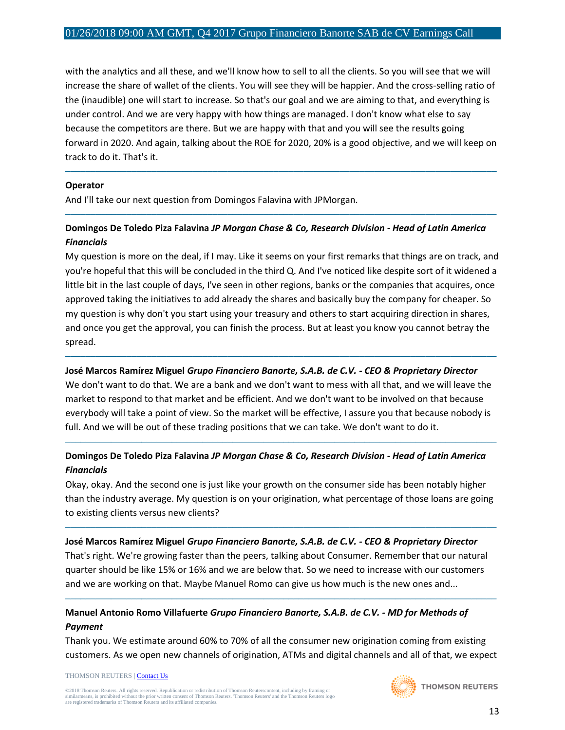with the analytics and all these, and we'll know how to sell to all the clients. So you will see that we will increase the share of wallet of the clients. You will see they will be happier. And the cross-selling ratio of the (inaudible) one will start to increase. So that's our goal and we are aiming to that, and everything is under control. And we are very happy with how things are managed. I don't know what else to say because the competitors are there. But we are happy with that and you will see the results going forward in 2020. And again, talking about the ROE for 2020, 20% is a good objective, and we will keep on track to do it. That's it.

---

**Operator**

And I'll take our next question from Domingos Falavina with JPMorgan.

---

**Domingos De Toledo Piza Falavina** ***JP Morgan Chase & Co, Research Division - Head of Latin America Financials***

My question is more on the deal, if I may. Like it seems on your first remarks that things are on track, and you're hopeful that this will be concluded in the third Q. And I've noticed like despite sort of it widened a little bit in the last couple of days, I've seen in other regions, banks or the companies that acquires, once approved taking the initiatives to add already the shares and basically buy the company for cheaper. So my question is why don't you start using your treasury and others to start acquiring direction in shares, and once you get the approval, you can finish the process. But at least you know you cannot betray the spread.

---

**José Marcos Ramírez Miguel** ***Grupo Financiero Banorte, S.A.B. de C.V. - CEO & Proprietary Director***

We don't want to do that. We are a bank and we don't want to mess with all that, and we will leave the market to respond to that market and be efficient. And we don't want to be involved on that because everybody will take a point of view. So the market will be effective, I assure you that because nobody is full. And we will be out of these trading positions that we can take. We don't want to do it.

---

**Domingos De Toledo Piza Falavina** ***JP Morgan Chase & Co, Research Division - Head of Latin America Financials***

Okay, okay. And the second one is just like your growth on the consumer side has been notably higher than the industry average. My question is on your origination, what percentage of those loans are going to existing clients versus new clients?

---

**José Marcos Ramírez Miguel** ***Grupo Financiero Banorte, S.A.B. de C.V. - CEO & Proprietary Director***

That's right. We're growing faster than the peers, talking about Consumer. Remember that our natural quarter should be like 15% or 16% and we are below that. So we need to increase with our customers and we are working on that. Maybe Manuel Romo can give us how much is the new ones and...

---

**Manuel Antonio Romo Villafuerte** ***Grupo Financiero Banorte, S.A.B. de C.V. - MD for Methods of Payment***

Thank you. We estimate around 60% to 70% of all the consumer new origination coming from existing customers. As we open new channels of origination, ATMs and digital channels and all of that, we expect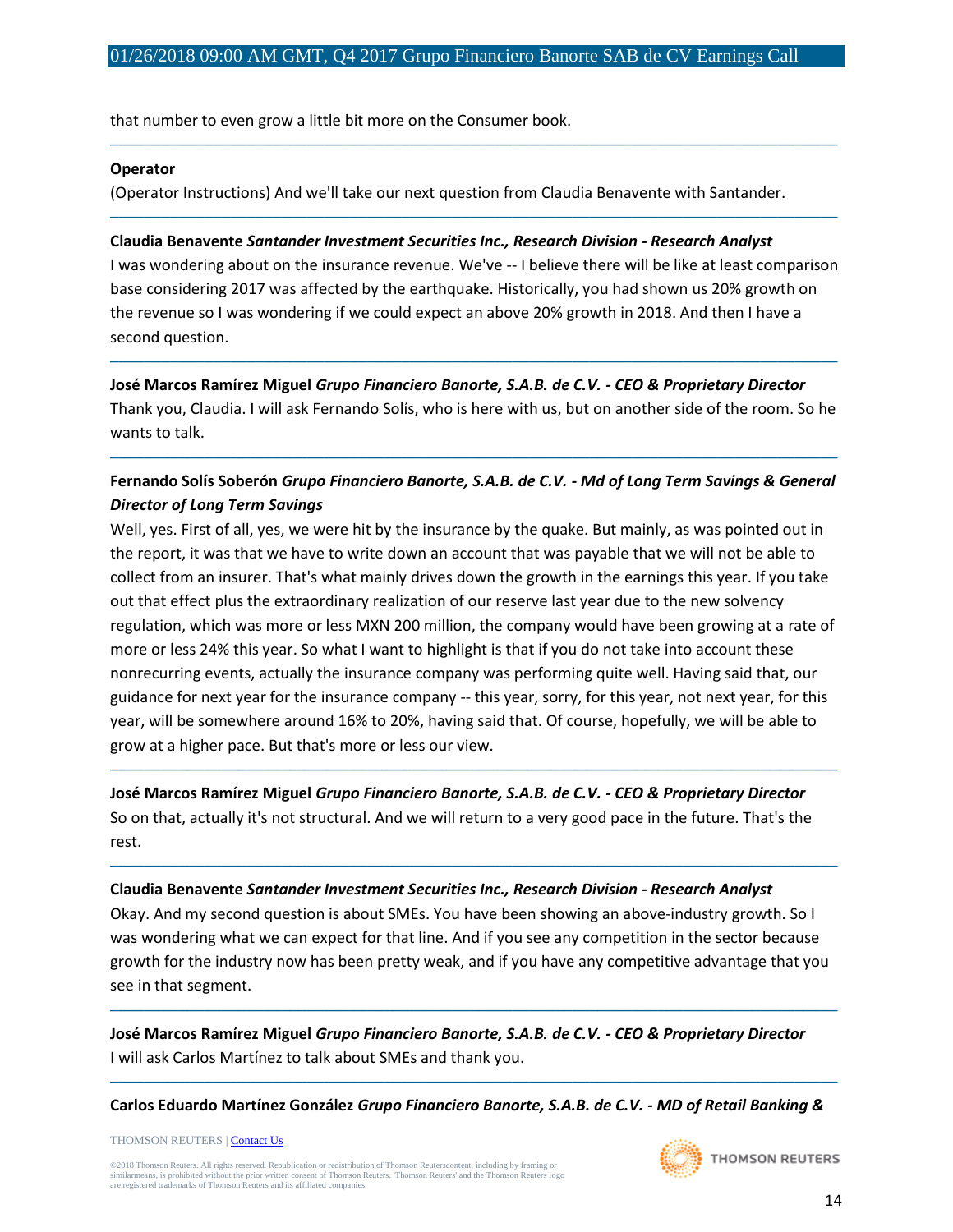that number to even grow a little bit more on the Consumer book.

---

**Operator**

(Operator Instructions) And we'll take our next question from Claudia Benavente with Santander.

---

**Claudia Benavente** ***Santander Investment Securities Inc., Research Division - Research Analyst***

I was wondering about on the insurance revenue. We've -- I believe there will be like at least comparison base considering 2017 was affected by the earthquake. Historically, you had shown us 20% growth on the revenue so I was wondering if we could expect an above 20% growth in 2018. And then I have a second question.

---

**José Marcos Ramírez Miguel** ***Grupo Financiero Banorte, S.A.B. de C.V. - CEO & Proprietary Director***

Thank you, Claudia. I will ask Fernando Solís, who is here with us, but on another side of the room. So he wants to talk.

---

**Fernando Solís Soberón** ***Grupo Financiero Banorte, S.A.B. de C.V. - Md of Long Term Savings & General Director of Long Term Savings***

Well, yes. First of all, yes, we were hit by the insurance by the quake. But mainly, as was pointed out in the report, it was that we have to write down an account that was payable that we will not be able to collect from an insurer. That's what mainly drives down the growth in the earnings this year. If you take out that effect plus the extraordinary realization of our reserve last year due to the new solvency regulation, which was more or less MXN 200 million, the company would have been growing at a rate of more or less 24% this year. So what I want to highlight is that if you do not take into account these nonrecurring events, actually the insurance company was performing quite well. Having said that, our guidance for next year for the insurance company -- this year, sorry, for this year, not next year, for this year, will be somewhere around 16% to 20%, having said that. Of course, hopefully, we will be able to grow at a higher pace. But that's more or less our view.

---

**José Marcos Ramírez Miguel** ***Grupo Financiero Banorte, S.A.B. de C.V. - CEO & Proprietary Director***

So on that, actually it's not structural. And we will return to a very good pace in the future. That's the rest.

---

**Claudia Benavente** ***Santander Investment Securities Inc., Research Division - Research Analyst***

Okay. And my second question is about SMEs. You have been showing an above-industry growth. So I was wondering what we can expect for that line. And if you see any competition in the sector because growth for the industry now has been pretty weak, and if you have any competitive advantage that you see in that segment.

---

**José Marcos Ramírez Miguel** ***Grupo Financiero Banorte, S.A.B. de C.V. - CEO & Proprietary Director***

I will ask Carlos Martínez to talk about SMEs and thank you.

---

**Carlos Eduardo Martínez González** ***Grupo Financiero Banorte, S.A.B. de C.V. - MD of Retail Banking &***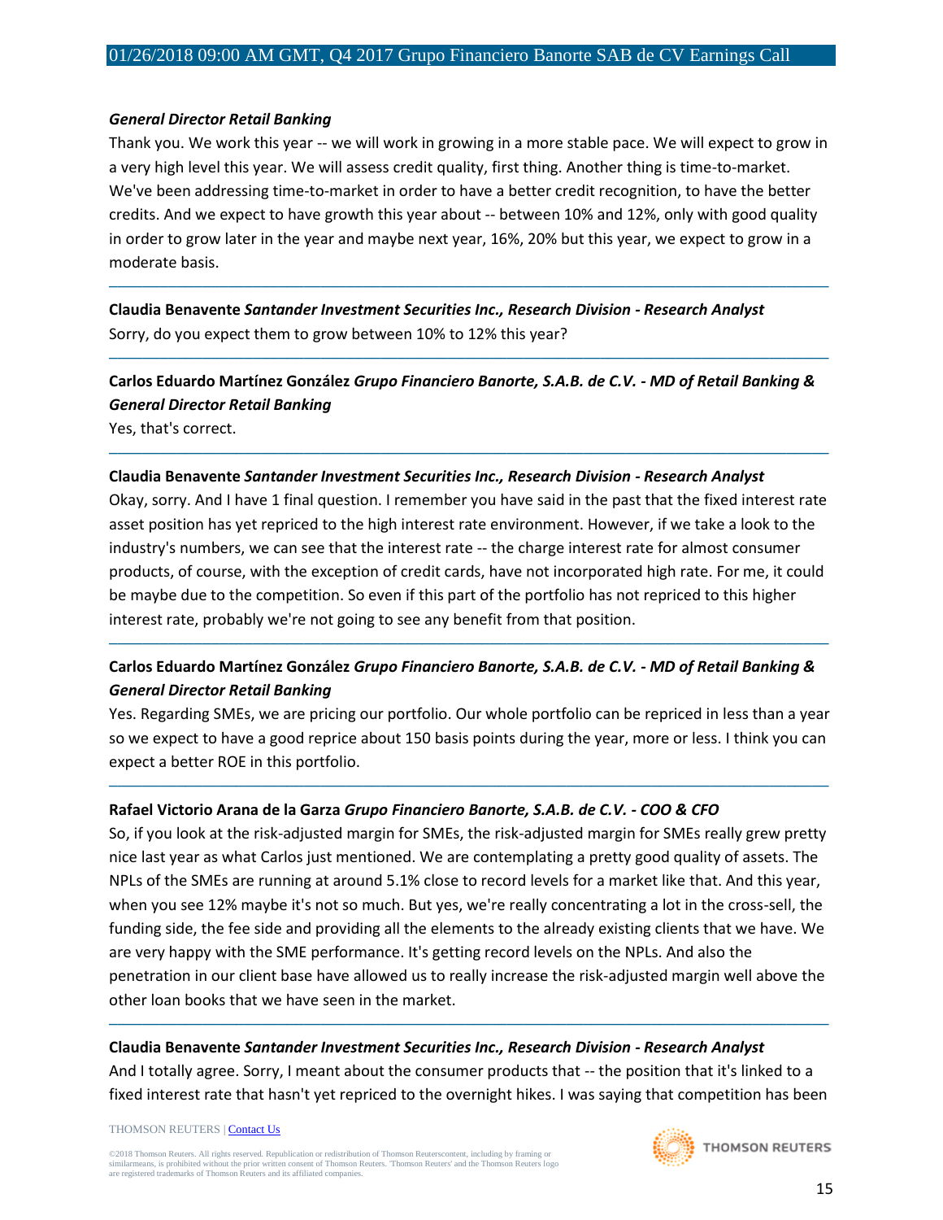***General Director Retail Banking***

Thank you. We work this year -- we will work in growing in a more stable pace. We will expect to grow in a very high level this year. We will assess credit quality, first thing. Another thing is time-to-market. We've been addressing time-to-market in order to have a better credit recognition, to have the better credits. And we expect to have growth this year about -- between 10% and 12%, only with good quality in order to grow later in the year and maybe next year, 16%, 20% but this year, we expect to grow in a moderate basis.

---

**Claudia Benavente** ***Santander Investment Securities Inc., Research Division - Research Analyst***

Sorry, do you expect them to grow between 10% to 12% this year?

---

**Carlos Eduardo Martínez González** ***Grupo Financiero Banorte, S.A.B. de C.V. - MD of Retail Banking & General Director Retail Banking***

Yes, that's correct.

---

**Claudia Benavente** ***Santander Investment Securities Inc., Research Division - Research Analyst***

Okay, sorry. And I have 1 final question. I remember you have said in the past that the fixed interest rate asset position has yet repriced to the high interest rate environment. However, if we take a look to the industry's numbers, we can see that the interest rate -- the charge interest rate for almost consumer products, of course, with the exception of credit cards, have not incorporated high rate. For me, it could be maybe due to the competition. So even if this part of the portfolio has not repriced to this higher interest rate, probably we're not going to see any benefit from that position.

---

**Carlos Eduardo Martínez González** ***Grupo Financiero Banorte, S.A.B. de C.V. - MD of Retail Banking & General Director Retail Banking***

Yes. Regarding SMEs, we are pricing our portfolio. Our whole portfolio can be repriced in less than a year so we expect to have a good reprice about 150 basis points during the year, more or less. I think you can expect a better ROE in this portfolio.

---

**Rafael Victorio Arana de la Garza** ***Grupo Financiero Banorte, S.A.B. de C.V. - COO & CFO***

So, if you look at the risk-adjusted margin for SMEs, the risk-adjusted margin for SMEs really grew pretty nice last year as what Carlos just mentioned. We are contemplating a pretty good quality of assets. The NPLs of the SMEs are running at around 5.1% close to record levels for a market like that. And this year, when you see 12% maybe it's not so much. But yes, we're really concentrating a lot in the cross-sell, the funding side, the fee side and providing all the elements to the already existing clients that we have. We are very happy with the SME performance. It's getting record levels on the NPLs. And also the penetration in our client base have allowed us to really increase the risk-adjusted margin well above the other loan books that we have seen in the market.

---

**Claudia Benavente** ***Santander Investment Securities Inc., Research Division - Research Analyst***

And I totally agree. Sorry, I meant about the consumer products that -- the position that it's linked to a fixed interest rate that hasn't yet repriced to the overnight hikes. I was saying that competition has been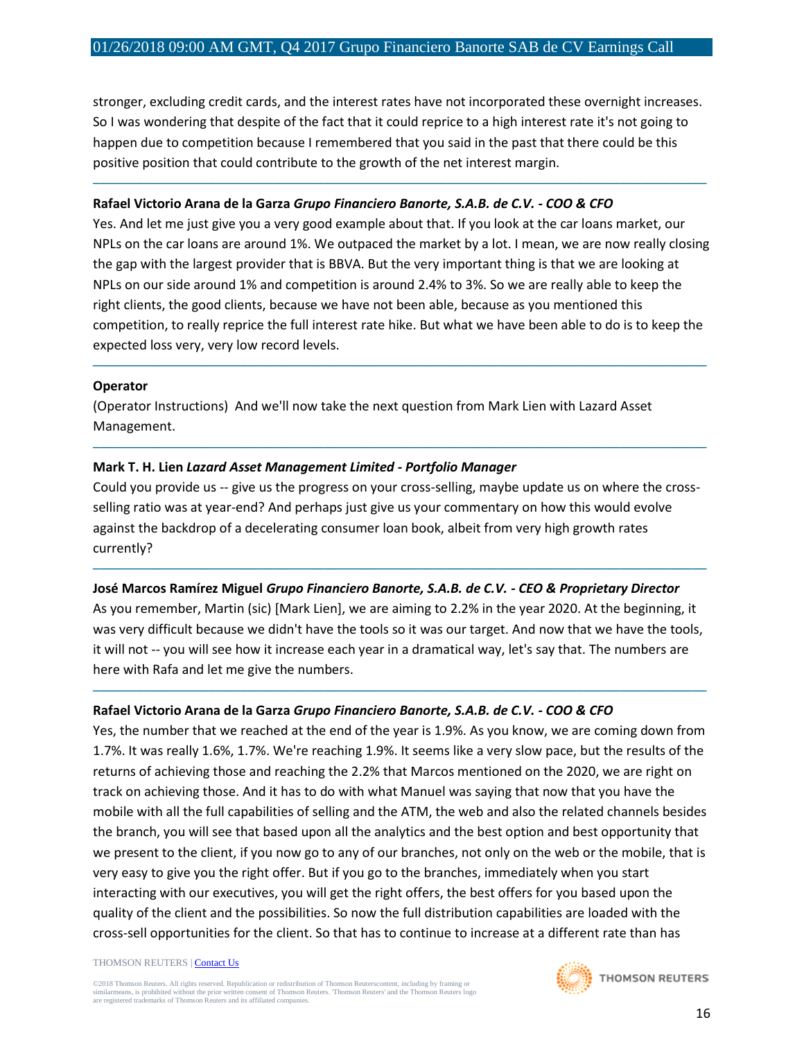stronger, excluding credit cards, and the interest rates have not incorporated these overnight increases. So I was wondering that despite of the fact that it could reprice to a high interest rate it's not going to happen due to competition because I remembered that you said in the past that there could be this positive position that could contribute to the growth of the net interest margin.

---

**Rafael Victorio Arana de la Garza** ***Grupo Financiero Banorte, S.A.B. de C.V. - COO & CFO***

Yes. And let me just give you a very good example about that. If you look at the car loans market, our NPLs on the car loans are around 1%. We outpaced the market by a lot. I mean, we are now really closing the gap with the largest provider that is BBVA. But the very important thing is that we are looking at NPLs on our side around 1% and competition is around 2.4% to 3%. So we are really able to keep the right clients, the good clients, because we have not been able, because as you mentioned this competition, to really reprice the full interest rate hike. But what we have been able to do is to keep the expected loss very, very low record levels.

---

**Operator**

(Operator Instructions) And we'll now take the next question from Mark Lien with Lazard Asset Management.

---

**Mark T. H. Lien** ***Lazard Asset Management Limited - Portfolio Manager***

Could you provide us -- give us the progress on your cross-selling, maybe update us on where the cross-selling ratio was at year-end? And perhaps just give us your commentary on how this would evolve against the backdrop of a decelerating consumer loan book, albeit from very high growth rates currently?

---

**José Marcos Ramírez Miguel** ***Grupo Financiero Banorte, S.A.B. de C.V. - CEO & Proprietary Director***

As you remember, Martin (sic) [Mark Lien], we are aiming to 2.2% in the year 2020. At the beginning, it was very difficult because we didn't have the tools so it was our target. And now that we have the tools, it will not -- you will see how it increase each year in a dramatical way, let's say that. The numbers are here with Rafa and let me give the numbers.

---

**Rafael Victorio Arana de la Garza** ***Grupo Financiero Banorte, S.A.B. de C.V. - COO & CFO***

Yes, the number that we reached at the end of the year is 1.9%. As you know, we are coming down from 1.7%. It was really 1.6%, 1.7%. We're reaching 1.9%. It seems like a very slow pace, but the results of the returns of achieving those and reaching the 2.2% that Marcos mentioned on the 2020, we are right on track on achieving those. And it has to do with what Manuel was saying that now that you have the mobile with all the full capabilities of selling and the ATM, the web and also the related channels besides the branch, you will see that based upon all the analytics and the best option and best opportunity that we present to the client, if you now go to any of our branches, not only on the web or the mobile, that is very easy to give you the right offer. But if you go to the branches, immediately when you start interacting with our executives, you will get the right offers, the best offers for you based upon the quality of the client and the possibilities. So now the full distribution capabilities are loaded with the cross-sell opportunities for the client. So that has to continue to increase at a different rate than has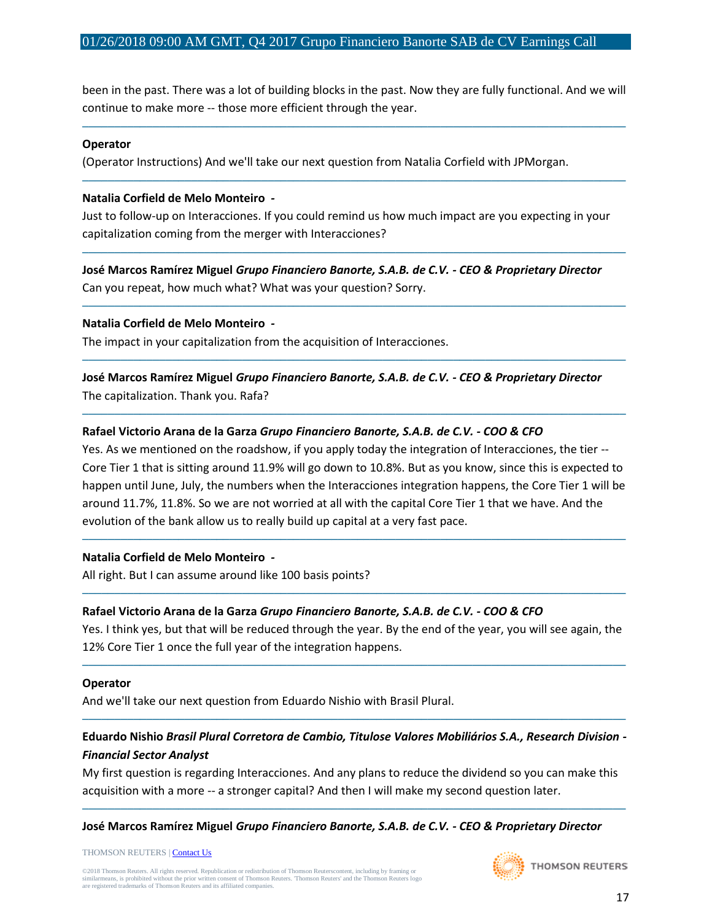been in the past. There was a lot of building blocks in the past. Now they are fully functional. And we will continue to make more -- those more efficient through the year.

---

**Operator**

(Operator Instructions) And we'll take our next question from Natalia Corfield with JPMorgan.

---

**Natalia Corfield de Melo Monteiro -**

Just to follow-up on Interacciones. If you could remind us how much impact are you expecting in your capitalization coming from the merger with Interacciones?

---

**José Marcos Ramírez Miguel** ***Grupo Financiero Banorte, S.A.B. de C.V. - CEO & Proprietary Director***

Can you repeat, how much what? What was your question? Sorry.

---

**Natalia Corfield de Melo Monteiro -**

The impact in your capitalization from the acquisition of Interacciones.

---

**José Marcos Ramírez Miguel** ***Grupo Financiero Banorte, S.A.B. de C.V. - CEO & Proprietary Director***

The capitalization. Thank you. Rafa?

---

**Rafael Victorio Arana de la Garza** ***Grupo Financiero Banorte, S.A.B. de C.V. - COO & CFO***

Yes. As we mentioned on the roadshow, if you apply today the integration of Interacciones, the tier -- Core Tier 1 that is sitting around 11.9% will go down to 10.8%. But as you know, since this is expected to happen until June, July, the numbers when the Interacciones integration happens, the Core Tier 1 will be around 11.7%, 11.8%. So we are not worried at all with the capital Core Tier 1 that we have. And the evolution of the bank allow us to really build up capital at a very fast pace.

---

**Natalia Corfield de Melo Monteiro -**

All right. But I can assume around like 100 basis points?

---

**Rafael Victorio Arana de la Garza** ***Grupo Financiero Banorte, S.A.B. de C.V. - COO & CFO***

Yes. I think yes, but that will be reduced through the year. By the end of the year, you will see again, the 12% Core Tier 1 once the full year of the integration happens.

---

**Operator**

And we'll take our next question from Eduardo Nishio with Brasil Plural.

---

**Eduardo Nishio** ***Brasil Plural Corretora de Cambio, Titulose Valores Mobiliários S.A., Research Division - Financial Sector Analyst***

My first question is regarding Interacciones. And any plans to reduce the dividend so you can make this acquisition with a more -- a stronger capital? And then I will make my second question later.

---

**José Marcos Ramírez Miguel** ***Grupo Financiero Banorte, S.A.B. de C.V. - CEO & Proprietary Director***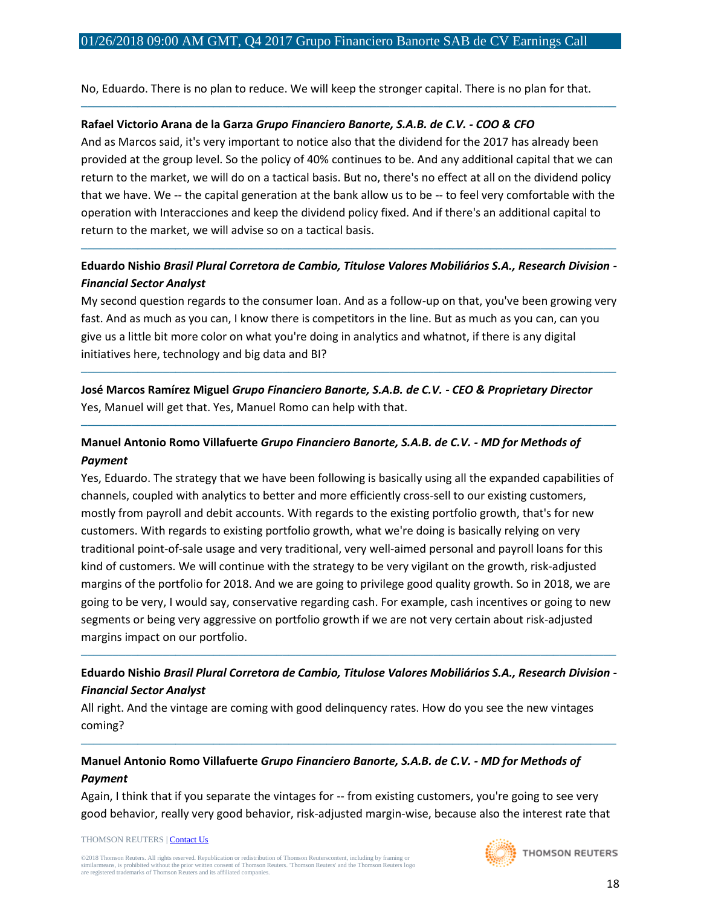No, Eduardo. There is no plan to reduce. We will keep the stronger capital. There is no plan for that.

---

**Rafael Victorio Arana de la Garza** ***Grupo Financiero Banorte, S.A.B. de C.V. - COO & CFO***

And as Marcos said, it's very important to notice also that the dividend for the 2017 has already been provided at the group level. So the policy of 40% continues to be. And any additional capital that we can return to the market, we will do on a tactical basis. But no, there's no effect at all on the dividend policy that we have. We -- the capital generation at the bank allow us to be -- to feel very comfortable with the operation with Interacciones and keep the dividend policy fixed. And if there's an additional capital to return to the market, we will advise so on a tactical basis.

---

**Eduardo Nishio** ***Brasil Plural Corretora de Cambio, Titulose Valores Mobiliários S.A., Research Division - Financial Sector Analyst***

My second question regards to the consumer loan. And as a follow-up on that, you've been growing very fast. And as much as you can, I know there is competitors in the line. But as much as you can, can you give us a little bit more color on what you're doing in analytics and whatnot, if there is any digital initiatives here, technology and big data and BI?

---

**José Marcos Ramírez Miguel** ***Grupo Financiero Banorte, S.A.B. de C.V. - CEO & Proprietary Director***

Yes, Manuel will get that. Yes, Manuel Romo can help with that.

---

**Manuel Antonio Romo Villafuerte** ***Grupo Financiero Banorte, S.A.B. de C.V. - MD for Methods of Payment***

Yes, Eduardo. The strategy that we have been following is basically using all the expanded capabilities of channels, coupled with analytics to better and more efficiently cross-sell to our existing customers, mostly from payroll and debit accounts. With regards to the existing portfolio growth, that's for new customers. With regards to existing portfolio growth, what we're doing is basically relying on very traditional point-of-sale usage and very traditional, very well-aimed personal and payroll loans for this kind of customers. We will continue with the strategy to be very vigilant on the growth, risk-adjusted margins of the portfolio for 2018. And we are going to privilege good quality growth. So in 2018, we are going to be very, I would say, conservative regarding cash. For example, cash incentives or going to new segments or being very aggressive on portfolio growth if we are not very certain about risk-adjusted margins impact on our portfolio.

---

**Eduardo Nishio** ***Brasil Plural Corretora de Cambio, Titulose Valores Mobiliários S.A., Research Division - Financial Sector Analyst***

All right. And the vintage are coming with good delinquency rates. How do you see the new vintages coming?

---

**Manuel Antonio Romo Villafuerte** ***Grupo Financiero Banorte, S.A.B. de C.V. - MD for Methods of Payment***

Again, I think that if you separate the vintages for -- from existing customers, you're going to see very good behavior, really very good behavior, risk-adjusted margin-wise, because also the interest rate that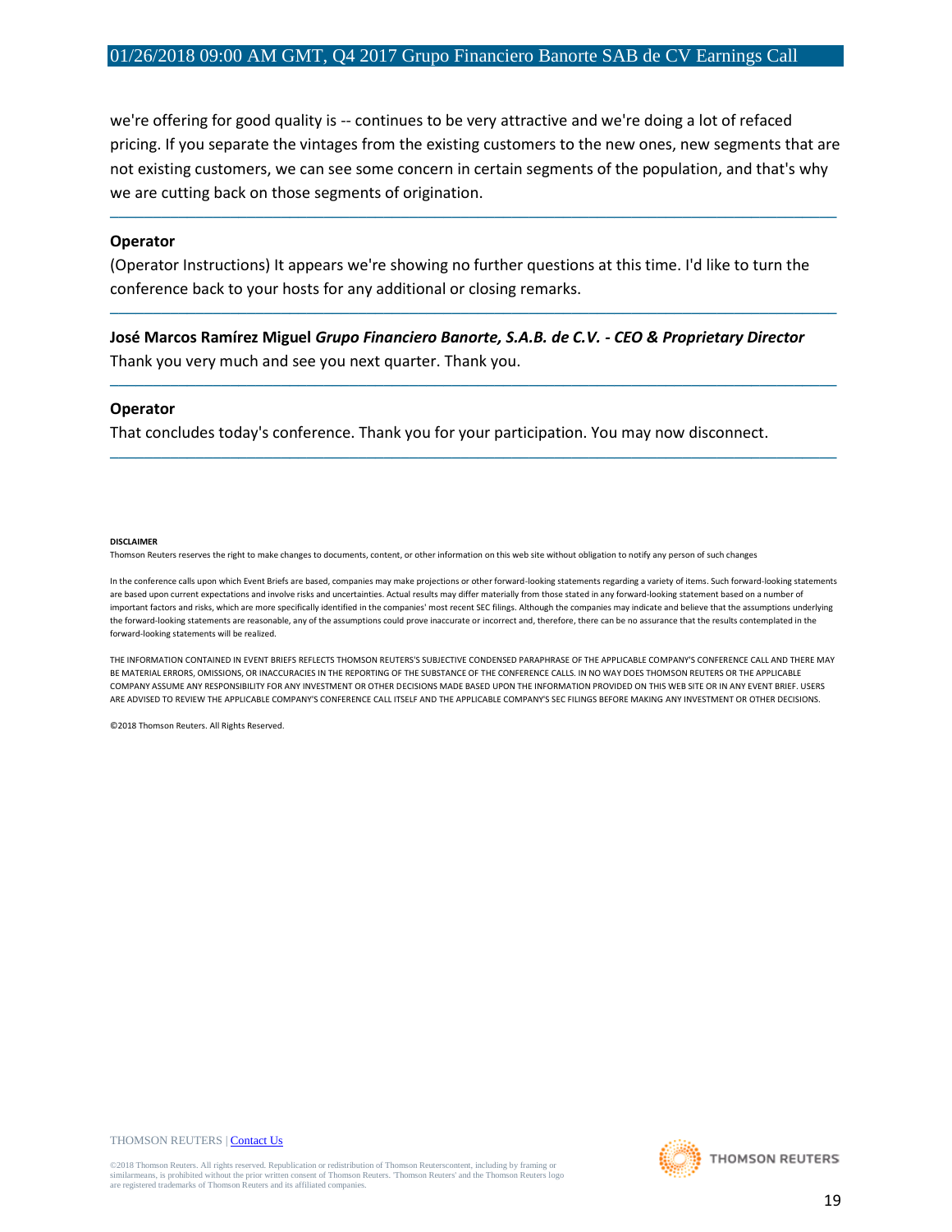we're offering for good quality is -- continues to be very attractive and we're doing a lot of refaced pricing. If you separate the vintages from the existing customers to the new ones, new segments that are not existing customers, we can see some concern in certain segments of the population, and that's why we are cutting back on those segments of origination.

---

**Operator**

(Operator Instructions) It appears we're showing no further questions at this time. I'd like to turn the conference back to your hosts for any additional or closing remarks.

---

**José Marcos Ramírez Miguel** ***Grupo Financiero Banorte, S.A.B. de C.V. - CEO & Proprietary Director***

Thank you very much and see you next quarter. Thank you.

---

**Operator**

That concludes today's conference. Thank you for your participation. You may now disconnect.

---

**DISCLAIMER**

Thomson Reuters reserves the right to make changes to documents, content, or other information on this web site without obligation to notify any person of such changes

In the conference calls upon which Event Briefs are based, companies may make projections or other forward-looking statements regarding a variety of items. Such forward-looking statements are based upon current expectations and involve risks and uncertainties. Actual results may differ materially from those stated in any forward-looking statement based on a number of important factors and risks, which are more specifically identified in the companies' most recent SEC filings. Although the companies may indicate and believe that the assumptions underlying the forward-looking statements are reasonable, any of the assumptions could prove inaccurate or incorrect and, therefore, there can be no assurance that the results contemplated in the forward-looking statements will be realized.

THE INFORMATION CONTAINED IN EVENT BRIEFS REFLECTS THOMSON REUTERS'S SUBJECTIVE CONDENSED PARAPHRASE OF THE APPLICABLE COMPANY'S CONFERENCE CALL AND THERE MAY BE MATERIAL ERRORS, OMISSIONS, OR INACCURACIES IN THE REPORTING OF THE SUBSTANCE OF THE CONFERENCE CALLS. IN NO WAY DOES THOMSON REUTERS OR THE APPLICABLE COMPANY ASSUME ANY RESPONSIBILITY FOR ANY INVESTMENT OR OTHER DECISIONS MADE BASED UPON THE INFORMATION PROVIDED ON THIS WEB SITE OR IN ANY EVENT BRIEF. USERS ARE ADVISED TO REVIEW THE APPLICABLE COMPANY'S CONFERENCE CALL ITSELF AND THE APPLICABLE COMPANY'S SEC FILINGS BEFORE MAKING ANY INVESTMENT OR OTHER DECISIONS.

©2018 Thomson Reuters. All Rights Reserved.